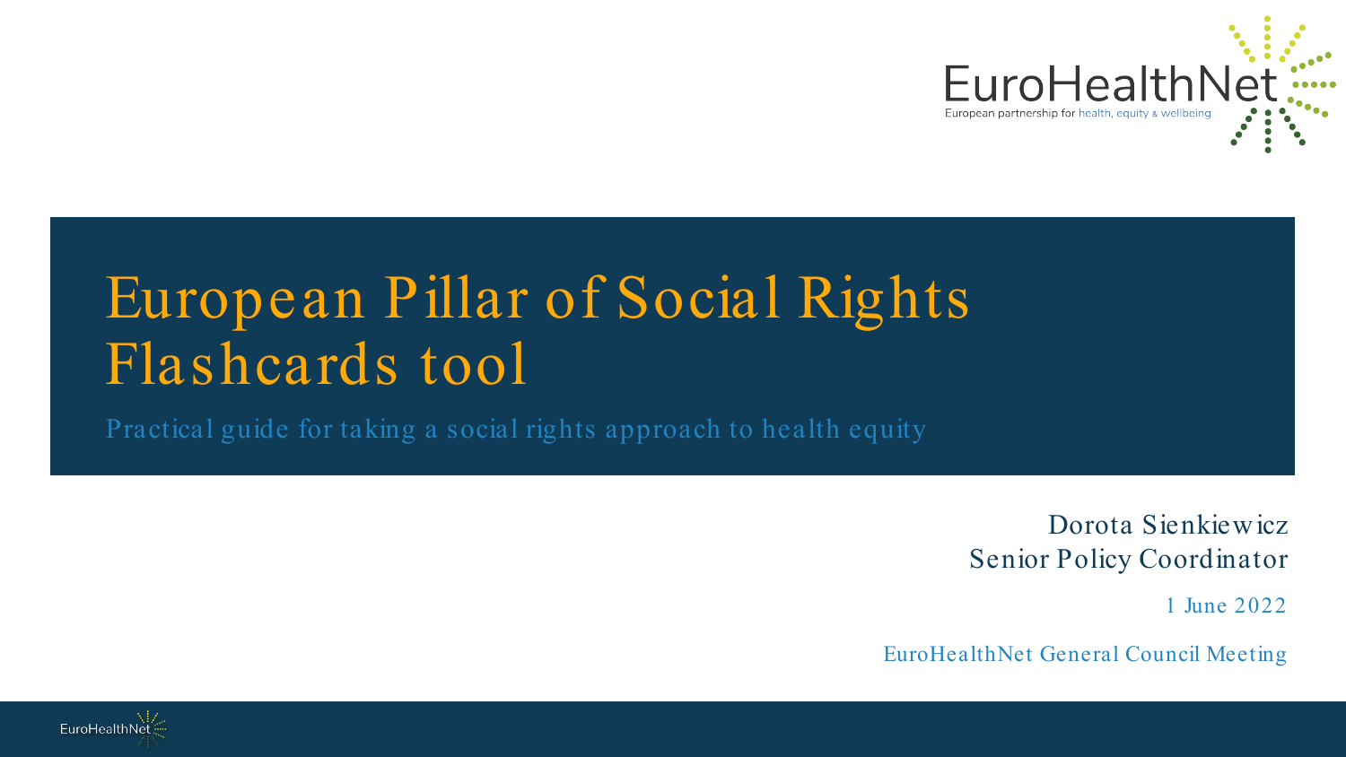EuroHealthNet

European partnership for health, equity & wellbeing

# European Pillar of Social Rights Flashcards tool

Practical guide for taking a social rights approach to health equity

Dorota Sienkiewicz
Senior Policy Coordinator

1 June 2022

EuroHealthNet General Council Meeting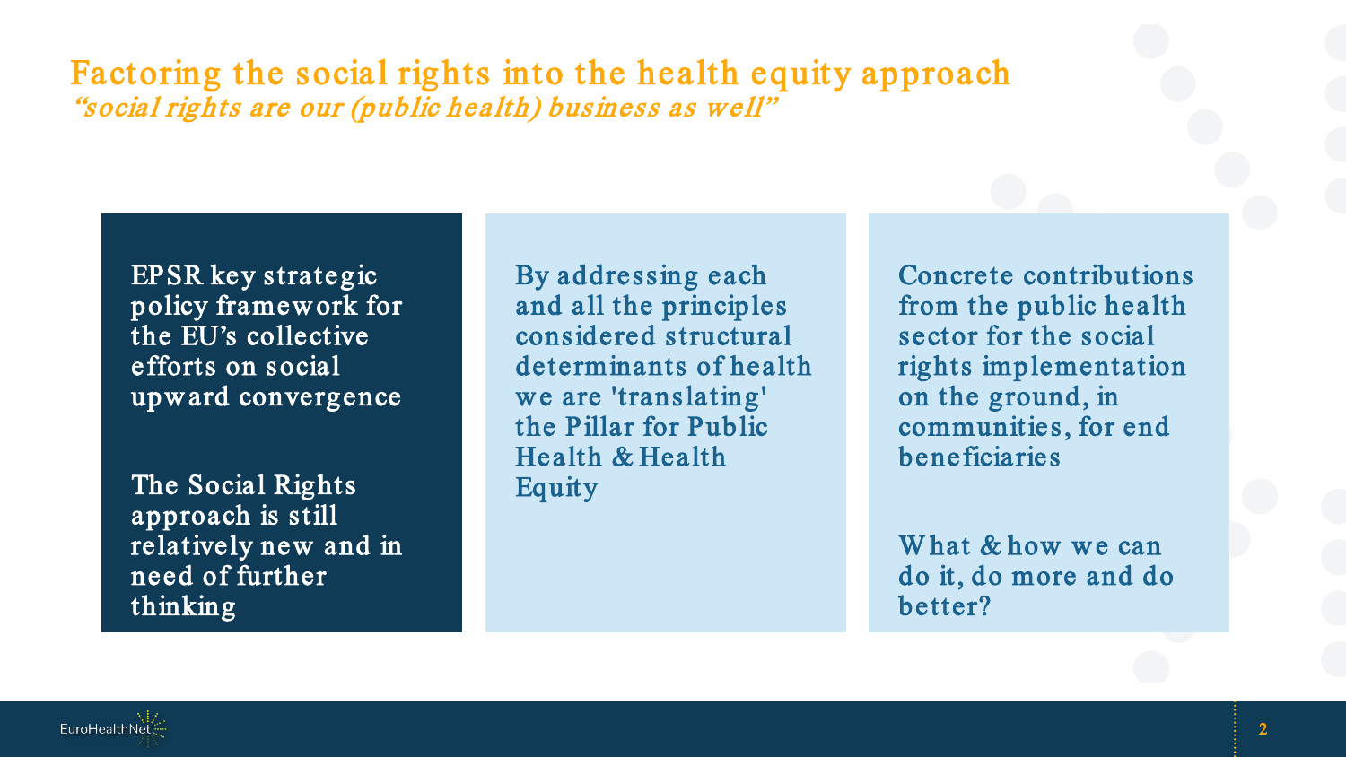# Factoring the social rights into the health equity approach

*"social rights are our (public health) business as well"*

EPSR key strategic policy framework for the EU's collective efforts on social upward convergence

The Social Rights approach is still relatively new and in need of further thinking

By addressing each and all the principles considered structural determinants of health we are 'translating' the Pillar for Public Health & Health Equity

Concrete contributions from the public health sector for the social rights implementation on the ground, in communities, for end beneficiaries

What & how we can do it, do more and do better?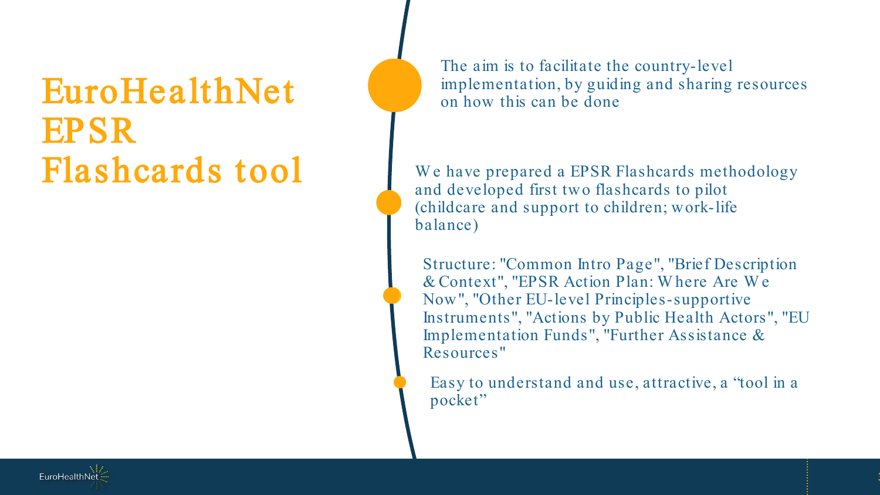# EuroHealthNet EPSR Flashcards tool

- The aim is to facilitate the country-level implementation, by guiding and sharing resources on how this can be done
- We have prepared a EPSR Flashcards methodology and developed first two flashcards to pilot (childcare and support to children; work-life balance)
- Structure: "Common Intro Page", "Brief Description & Context", "EPSR Action Plan: Where Are We Now", "Other EU-level Principles-supportive Instruments", "Actions by Public Health Actors", "EU Implementation Funds", "Further Assistance & Resources"
- Easy to understand and use, attractive, a "tool in a pocket"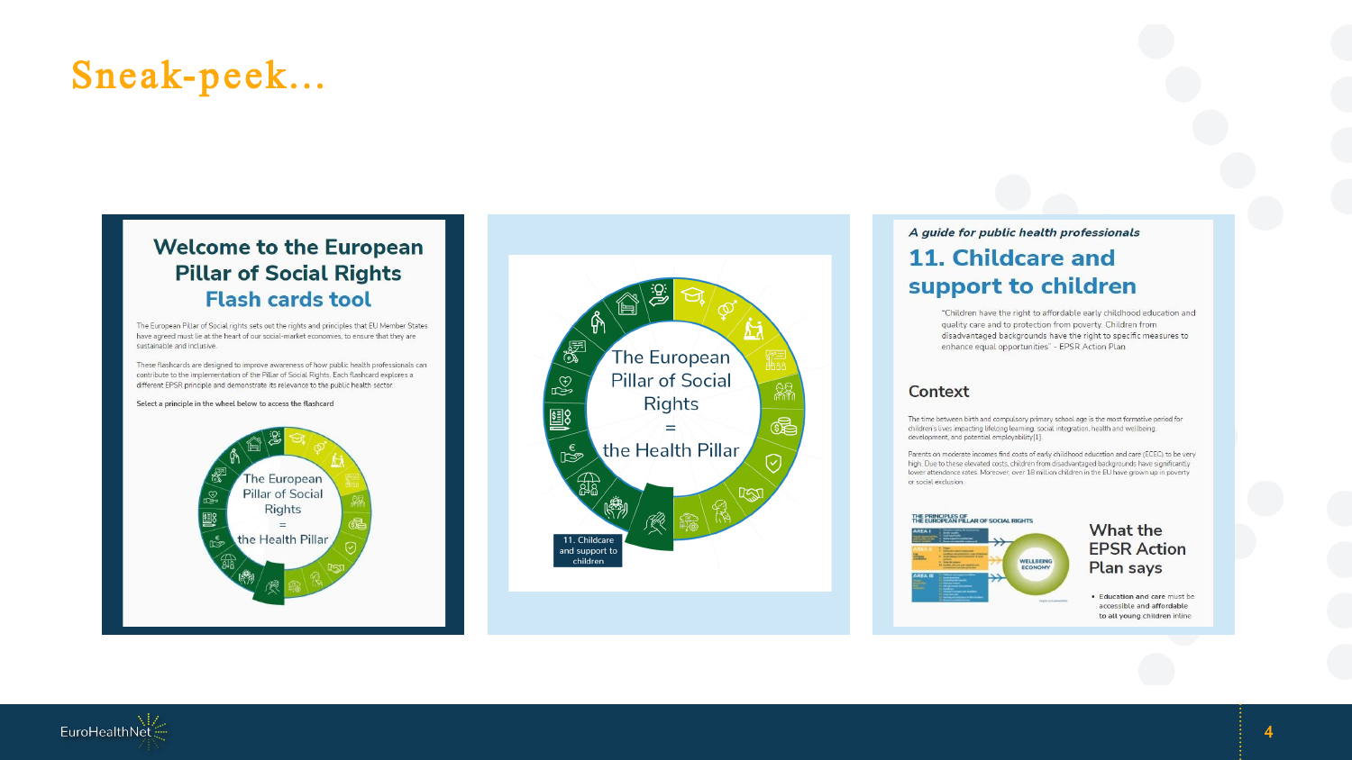# Sneak-peek...

## Welcome to the European Pillar of Social Rights Flash cards tool

The European Pillar of Social rights sets out the rights and principles that EU Member States have agreed must lie at the heart of our social-market economies, to ensure that they are sustainable and inclusive.

These flashcards are designed to improve awareness of how public health professionals can contribute to the implementation of the Pillar of Social Rights. Each flashcard explores a different EPSR principle and demonstrate its relevance to the public health sector.

Select a principle in the wheel below to access the flashcard

The European Pillar of Social Rights = the Health Pillar

The European Pillar of Social Rights = the Health Pillar

11. Childcare and support to children

*A guide for public health professionals*

## 11. Childcare and support to children

"Children have the right to affordable early childhood education and quality care and to protection from poverty. Children from disadvantaged backgrounds have the right to specific measures to enhance equal opportunities" - EPSR Action Plan

### Context

The time between birth and compulsory primary school age is the most formative period for children's lives impacting lifelong learning, social integration, health and wellbeing, development, and potential employability[1].

Parents on moderate incomes find costs of early childhood education and care (ECEC) to be very high. Due to these elevated costs, children from disadvantaged backgrounds have significantly lower attendance rates. Moreover, over 18 million children in the EU have grown up in poverty or social exclusion.

THE PRINCIPLES OF THE EUROPEAN PILLAR OF SOCIAL RIGHTS

WELLBEING ECONOMY

### What the EPSR Action Plan says

- Education and care must be accessible and affordable to all young children inline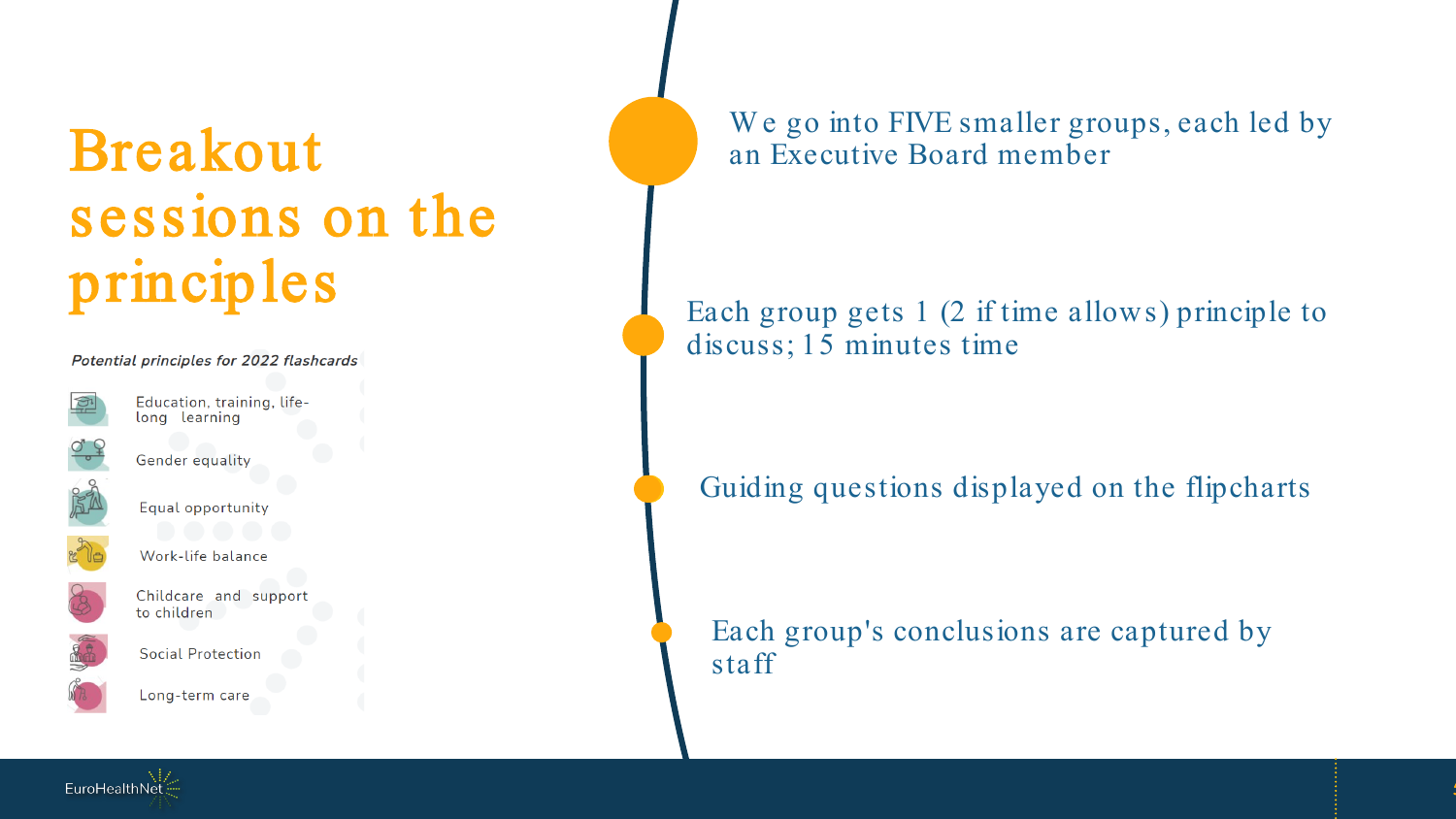# Breakout sessions on the principles

*Potential principles for 2022 flashcards*

- Education, training, life-long learning
- Gender equality
- Equal opportunity
- Work-life balance
- Childcare and support to children
- Social Protection
- Long-term care

We go into FIVE smaller groups, each led by an Executive Board member

Each group gets 1 (2 if time allows) principle to discuss; 15 minutes time

Guiding questions displayed on the flipcharts

Each group's conclusions are captured by staff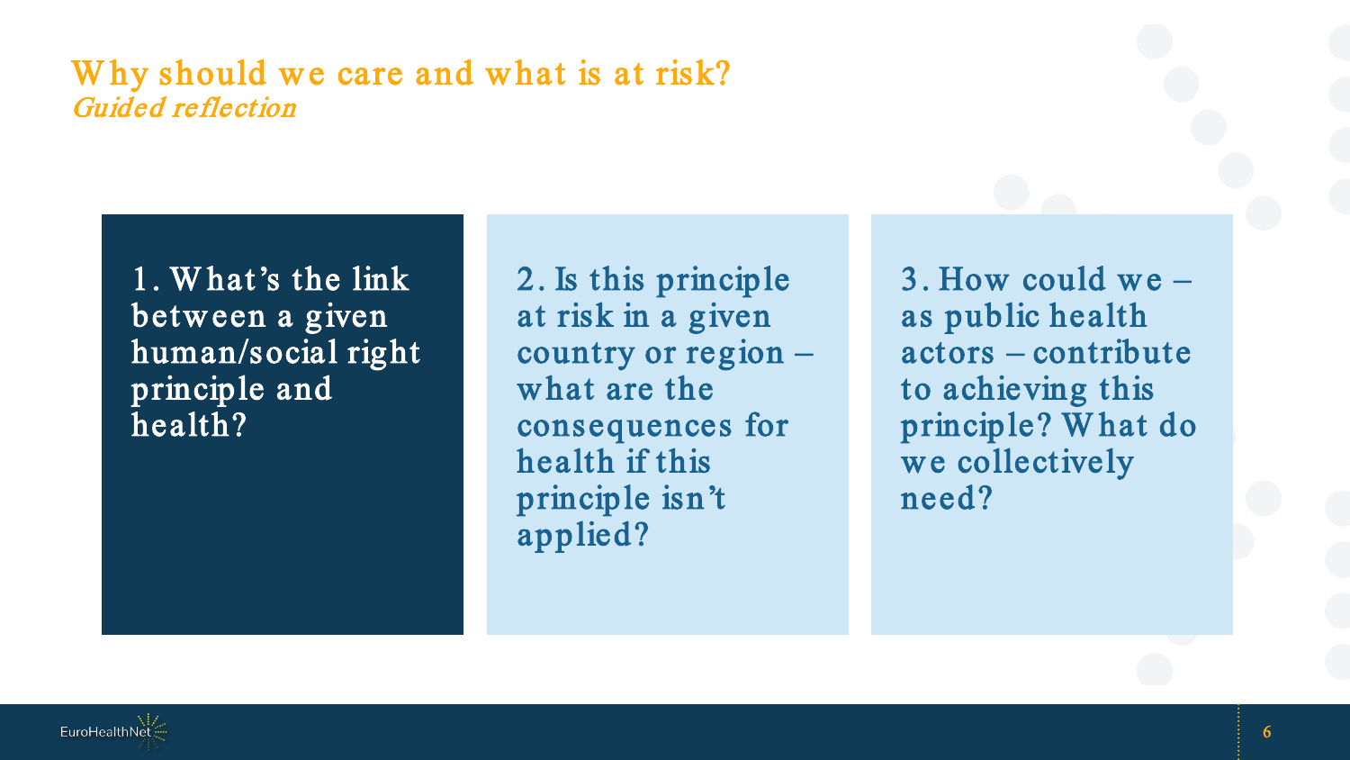## Why should we care and what is at risk?

*Guided reflection*

1. What's the link between a given human/social right principle and health?

2. Is this principle at risk in a given country or region – what are the consequences for health if this principle isn't applied?

3. How could we – as public health actors – contribute to achieving this principle? What do we collectively need?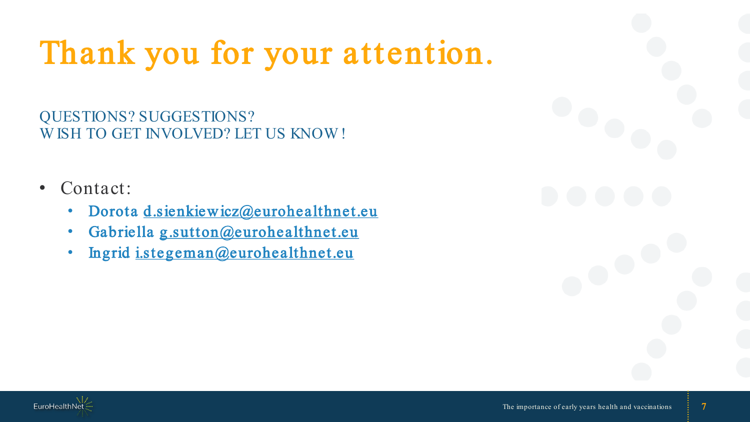# Thank you for your attention.

QUESTIONS? SUGGESTIONS?
WISH TO GET INVOLVED? LET US KNOW!

- Contact:
  - Dorota d.sienkiewicz@eurohealthnet.eu
  - Gabriella g.sutton@eurohealthnet.eu
  - Ingrid i.stegeman@eurohealthnet.eu